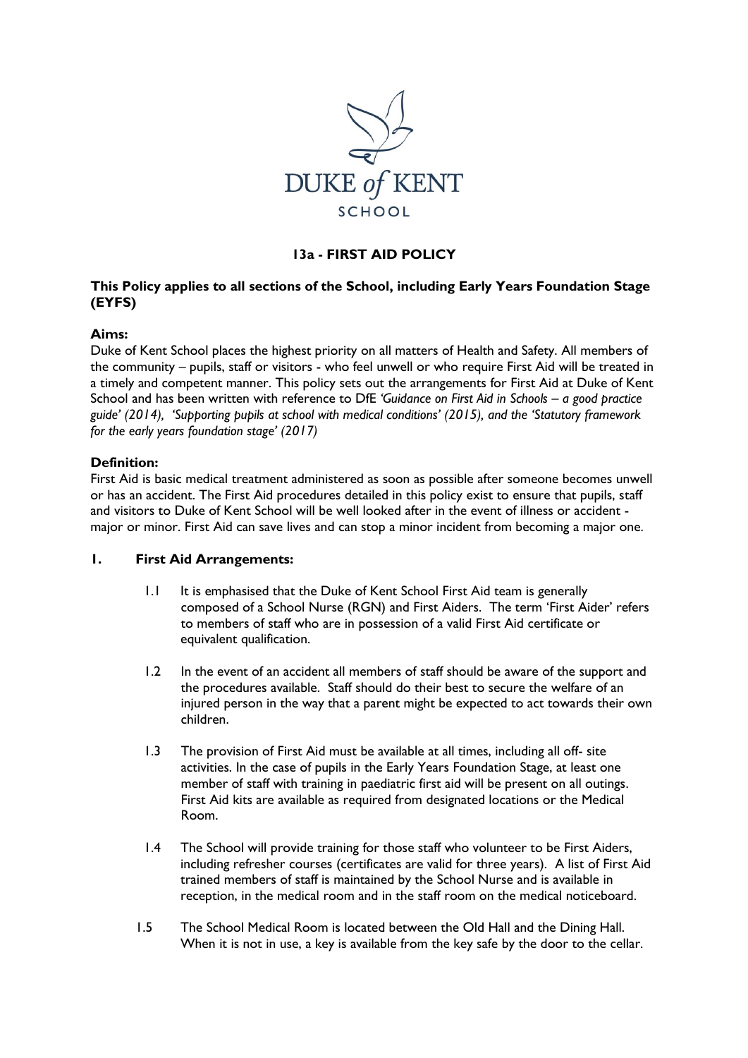DUKE *of* KENT

SCHOOL

# 13a - FIRST AID POLICY

**This Policy applies to all sections of the School, including Early Years Foundation Stage (EYFS)**

**Aims:**

Duke of Kent School places the highest priority on all matters of Health and Safety. All members of the community – pupils, staff or visitors - who feel unwell or who require First Aid will be treated in a timely and competent manner. This policy sets out the arrangements for First Aid at Duke of Kent School and has been written with reference to DfE *'Guidance on First Aid in Schools – a good practice guide' (2014), 'Supporting pupils at school with medical conditions' (2015), and the 'Statutory framework for the early years foundation stage' (2017)*

**Definition:**

First Aid is basic medical treatment administered as soon as possible after someone becomes unwell or has an accident. The First Aid procedures detailed in this policy exist to ensure that pupils, staff and visitors to Duke of Kent School will be well looked after in the event of illness or accident - major or minor. First Aid can save lives and can stop a minor incident from becoming a major one.

## 1. First Aid Arrangements:

1.1 It is emphasised that the Duke of Kent School First Aid team is generally composed of a School Nurse (RGN) and First Aiders. The term 'First Aider' refers to members of staff who are in possession of a valid First Aid certificate or equivalent qualification.

1.2 In the event of an accident all members of staff should be aware of the support and the procedures available. Staff should do their best to secure the welfare of an injured person in the way that a parent might be expected to act towards their own children.

1.3 The provision of First Aid must be available at all times, including all off- site activities. In the case of pupils in the Early Years Foundation Stage, at least one member of staff with training in paediatric first aid will be present on all outings. First Aid kits are available as required from designated locations or the Medical Room.

1.4 The School will provide training for those staff who volunteer to be First Aiders, including refresher courses (certificates are valid for three years). A list of First Aid trained members of staff is maintained by the School Nurse and is available in reception, in the medical room and in the staff room on the medical noticeboard.

1.5 The School Medical Room is located between the Old Hall and the Dining Hall. When it is not in use, a key is available from the key safe by the door to the cellar.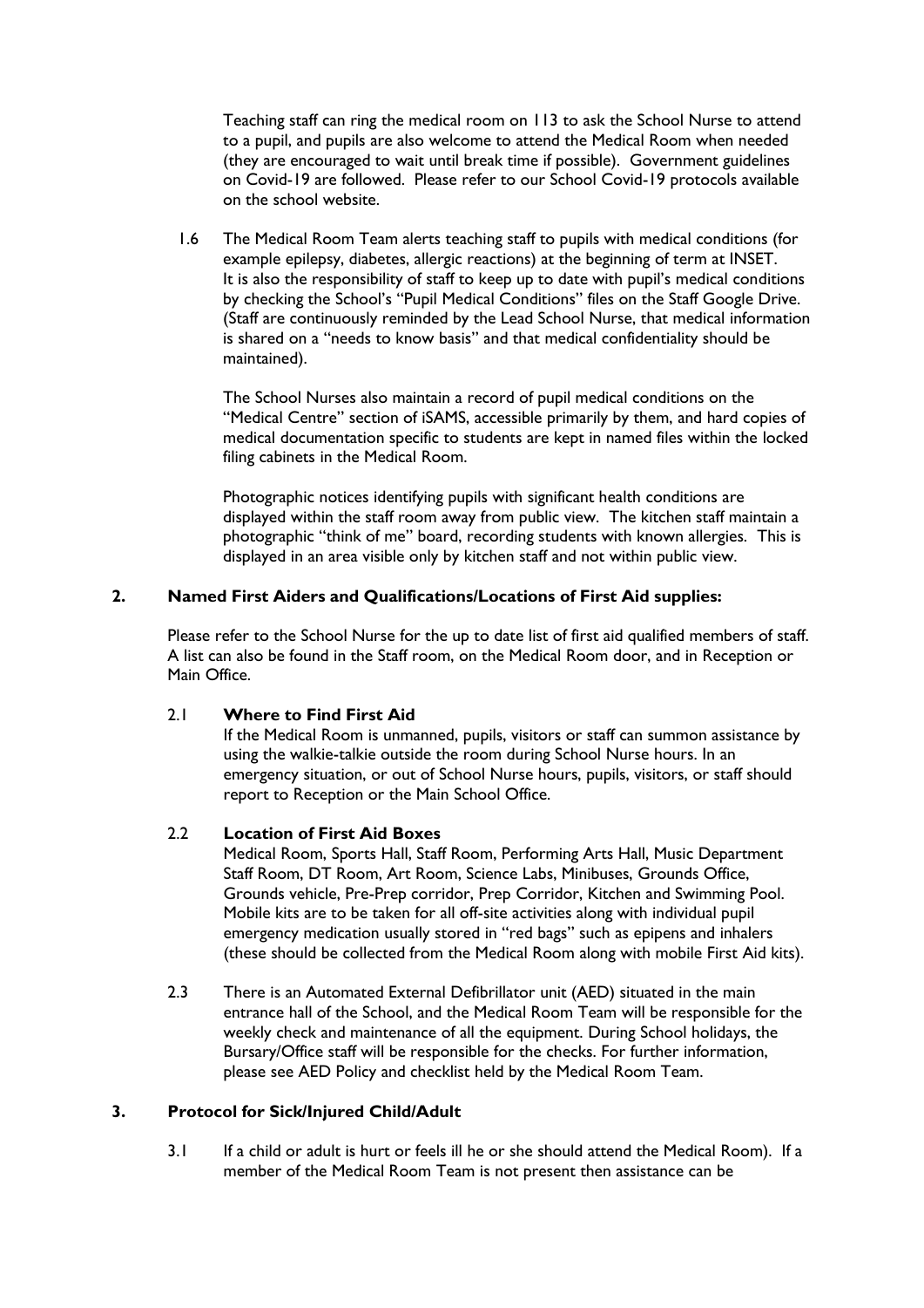Teaching staff can ring the medical room on 113 to ask the School Nurse to attend to a pupil, and pupils are also welcome to attend the Medical Room when needed (they are encouraged to wait until break time if possible). Government guidelines on Covid-19 are followed. Please refer to our School Covid-19 protocols available on the school website.

1.6 The Medical Room Team alerts teaching staff to pupils with medical conditions (for example epilepsy, diabetes, allergic reactions) at the beginning of term at INSET. It is also the responsibility of staff to keep up to date with pupil's medical conditions by checking the School's "Pupil Medical Conditions" files on the Staff Google Drive. (Staff are continuously reminded by the Lead School Nurse, that medical information is shared on a "needs to know basis" and that medical confidentiality should be maintained).

The School Nurses also maintain a record of pupil medical conditions on the "Medical Centre" section of iSAMS, accessible primarily by them, and hard copies of medical documentation specific to students are kept in named files within the locked filing cabinets in the Medical Room.

Photographic notices identifying pupils with significant health conditions are displayed within the staff room away from public view. The kitchen staff maintain a photographic "think of me" board, recording students with known allergies. This is displayed in an area visible only by kitchen staff and not within public view.

## 2. Named First Aiders and Qualifications/Locations of First Aid supplies:

Please refer to the School Nurse for the up to date list of first aid qualified members of staff. A list can also be found in the Staff room, on the Medical Room door, and in Reception or Main Office.

### 2.1 Where to Find First Aid

If the Medical Room is unmanned, pupils, visitors or staff can summon assistance by using the walkie-talkie outside the room during School Nurse hours. In an emergency situation, or out of School Nurse hours, pupils, visitors, or staff should report to Reception or the Main School Office.

### 2.2 Location of First Aid Boxes

Medical Room, Sports Hall, Staff Room, Performing Arts Hall, Music Department Staff Room, DT Room, Art Room, Science Labs, Minibuses, Grounds Office, Grounds vehicle, Pre-Prep corridor, Prep Corridor, Kitchen and Swimming Pool. Mobile kits are to be taken for all off-site activities along with individual pupil emergency medication usually stored in "red bags" such as epipens and inhalers (these should be collected from the Medical Room along with mobile First Aid kits).

2.3 There is an Automated External Defibrillator unit (AED) situated in the main entrance hall of the School, and the Medical Room Team will be responsible for the weekly check and maintenance of all the equipment. During School holidays, the Bursary/Office staff will be responsible for the checks. For further information, please see AED Policy and checklist held by the Medical Room Team.

## 3. Protocol for Sick/Injured Child/Adult

3.1 If a child or adult is hurt or feels ill he or she should attend the Medical Room). If a member of the Medical Room Team is not present then assistance can be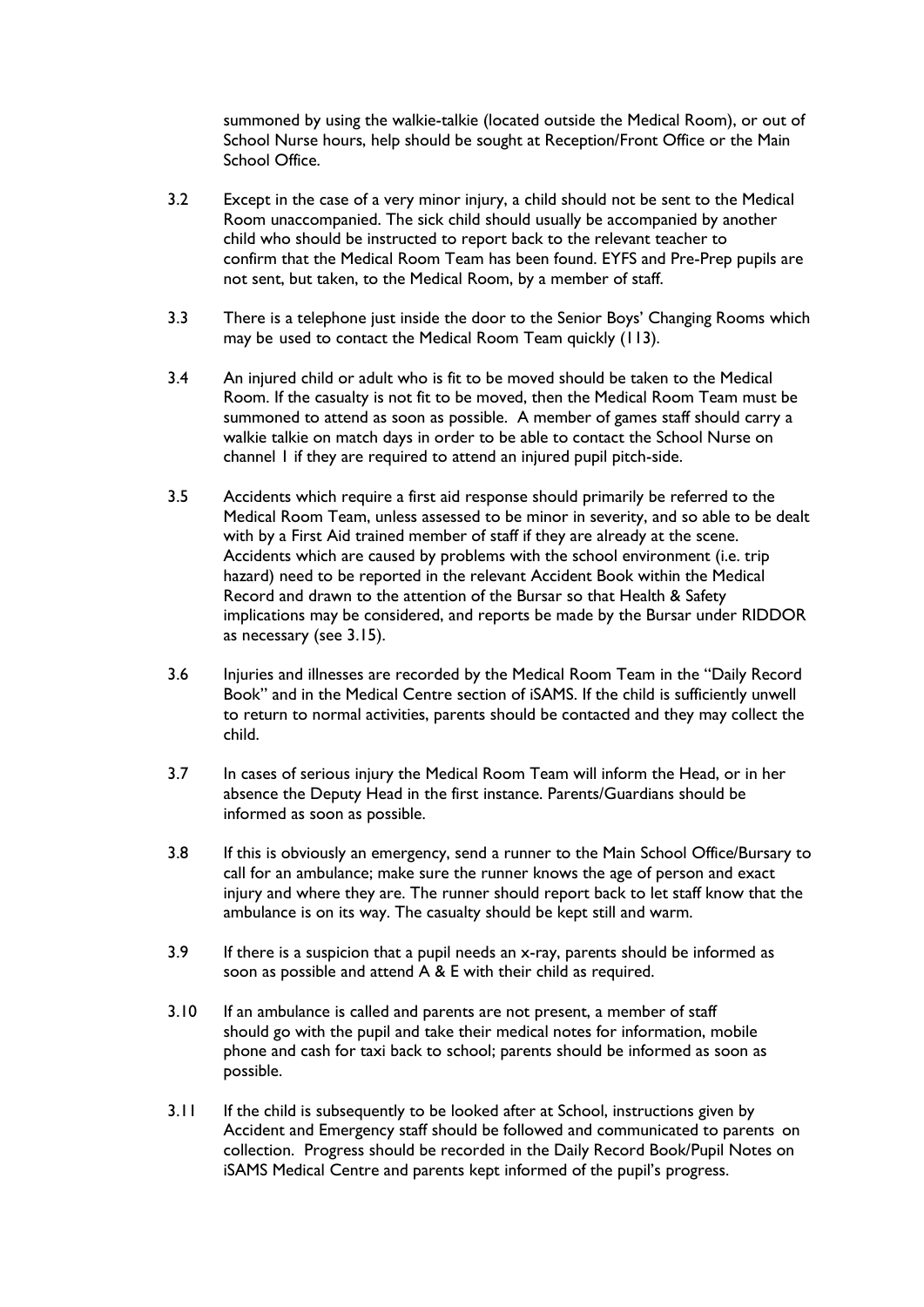summoned by using the walkie-talkie (located outside the Medical Room), or out of School Nurse hours, help should be sought at Reception/Front Office or the Main School Office.

3.2 Except in the case of a very minor injury, a child should not be sent to the Medical Room unaccompanied. The sick child should usually be accompanied by another child who should be instructed to report back to the relevant teacher to confirm that the Medical Room Team has been found. EYFS and Pre-Prep pupils are not sent, but taken, to the Medical Room, by a member of staff.

3.3 There is a telephone just inside the door to the Senior Boys' Changing Rooms which may be used to contact the Medical Room Team quickly (113).

3.4 An injured child or adult who is fit to be moved should be taken to the Medical Room. If the casualty is not fit to be moved, then the Medical Room Team must be summoned to attend as soon as possible. A member of games staff should carry a walkie talkie on match days in order to be able to contact the School Nurse on channel 1 if they are required to attend an injured pupil pitch-side.

3.5 Accidents which require a first aid response should primarily be referred to the Medical Room Team, unless assessed to be minor in severity, and so able to be dealt with by a First Aid trained member of staff if they are already at the scene. Accidents which are caused by problems with the school environment (i.e. trip hazard) need to be reported in the relevant Accident Book within the Medical Record and drawn to the attention of the Bursar so that Health & Safety implications may be considered, and reports be made by the Bursar under RIDDOR as necessary (see 3.15).

3.6 Injuries and illnesses are recorded by the Medical Room Team in the "Daily Record Book" and in the Medical Centre section of iSAMS. If the child is sufficiently unwell to return to normal activities, parents should be contacted and they may collect the child.

3.7 In cases of serious injury the Medical Room Team will inform the Head, or in her absence the Deputy Head in the first instance. Parents/Guardians should be informed as soon as possible.

3.8 If this is obviously an emergency, send a runner to the Main School Office/Bursary to call for an ambulance; make sure the runner knows the age of person and exact injury and where they are. The runner should report back to let staff know that the ambulance is on its way. The casualty should be kept still and warm.

3.9 If there is a suspicion that a pupil needs an x-ray, parents should be informed as soon as possible and attend A & E with their child as required.

3.10 If an ambulance is called and parents are not present, a member of staff should go with the pupil and take their medical notes for information, mobile phone and cash for taxi back to school; parents should be informed as soon as possible.

3.11 If the child is subsequently to be looked after at School, instructions given by Accident and Emergency staff should be followed and communicated to parents on collection. Progress should be recorded in the Daily Record Book/Pupil Notes on iSAMS Medical Centre and parents kept informed of the pupil's progress.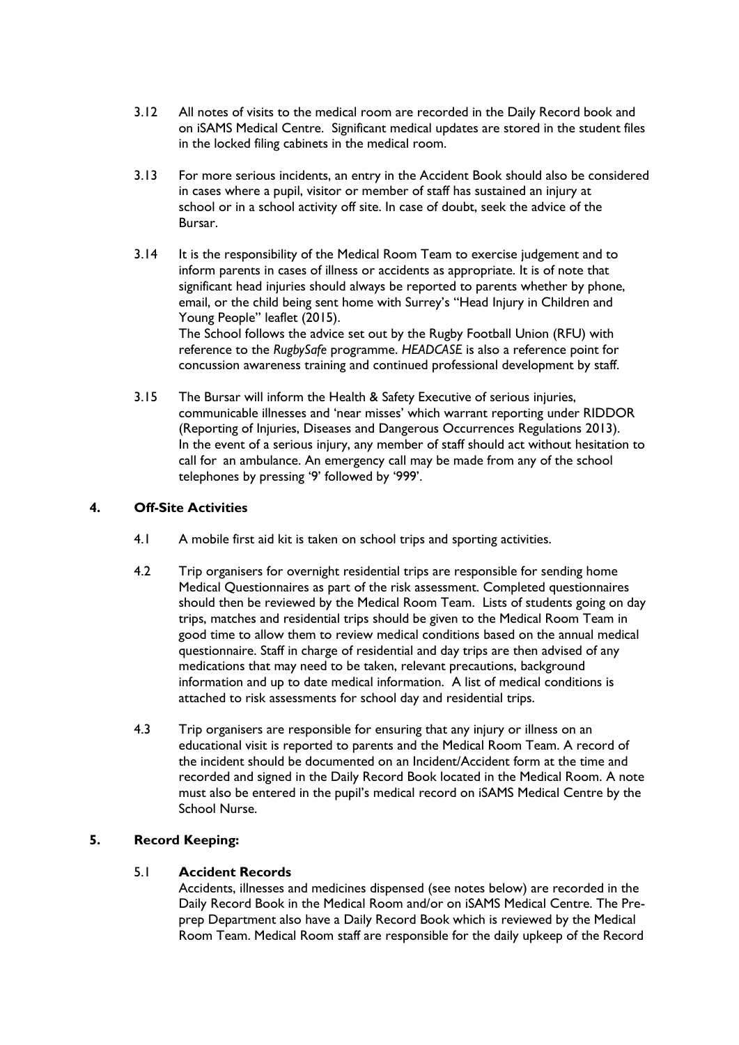3.12 All notes of visits to the medical room are recorded in the Daily Record book and on iSAMS Medical Centre. Significant medical updates are stored in the student files in the locked filing cabinets in the medical room.

3.13 For more serious incidents, an entry in the Accident Book should also be considered in cases where a pupil, visitor or member of staff has sustained an injury at school or in a school activity off site. In case of doubt, seek the advice of the Bursar.

3.14 It is the responsibility of the Medical Room Team to exercise judgement and to inform parents in cases of illness or accidents as appropriate. It is of note that significant head injuries should always be reported to parents whether by phone, email, or the child being sent home with Surrey's "Head Injury in Children and Young People" leaflet (2015).
The School follows the advice set out by the Rugby Football Union (RFU) with reference to the *RugbySafe* programme. *HEADCASE* is also a reference point for concussion awareness training and continued professional development by staff.

3.15 The Bursar will inform the Health & Safety Executive of serious injuries, communicable illnesses and 'near misses' which warrant reporting under RIDDOR (Reporting of Injuries, Diseases and Dangerous Occurrences Regulations 2013).
In the event of a serious injury, any member of staff should act without hesitation to call for an ambulance. An emergency call may be made from any of the school telephones by pressing '9' followed by '999'.

## 4. Off-Site Activities

4.1 A mobile first aid kit is taken on school trips and sporting activities.

4.2 Trip organisers for overnight residential trips are responsible for sending home Medical Questionnaires as part of the risk assessment. Completed questionnaires should then be reviewed by the Medical Room Team. Lists of students going on day trips, matches and residential trips should be given to the Medical Room Team in good time to allow them to review medical conditions based on the annual medical questionnaire. Staff in charge of residential and day trips are then advised of any medications that may need to be taken, relevant precautions, background information and up to date medical information. A list of medical conditions is attached to risk assessments for school day and residential trips.

4.3 Trip organisers are responsible for ensuring that any injury or illness on an educational visit is reported to parents and the Medical Room Team. A record of the incident should be documented on an Incident/Accident form at the time and recorded and signed in the Daily Record Book located in the Medical Room. A note must also be entered in the pupil's medical record on iSAMS Medical Centre by the School Nurse.

## 5. Record Keeping:

### 5.1 Accident Records

Accidents, illnesses and medicines dispensed (see notes below) are recorded in the Daily Record Book in the Medical Room and/or on iSAMS Medical Centre. The Pre-prep Department also have a Daily Record Book which is reviewed by the Medical Room Team. Medical Room staff are responsible for the daily upkeep of the Record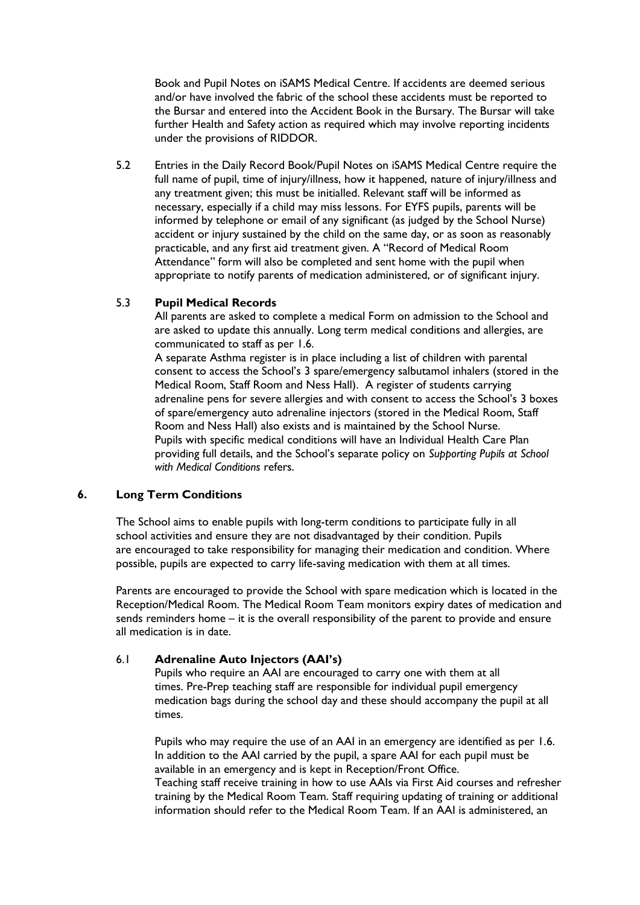Book and Pupil Notes on iSAMS Medical Centre. If accidents are deemed serious and/or have involved the fabric of the school these accidents must be reported to the Bursar and entered into the Accident Book in the Bursary. The Bursar will take further Health and Safety action as required which may involve reporting incidents under the provisions of RIDDOR.

5.2 Entries in the Daily Record Book/Pupil Notes on iSAMS Medical Centre require the full name of pupil, time of injury/illness, how it happened, nature of injury/illness and any treatment given; this must be initialled. Relevant staff will be informed as necessary, especially if a child may miss lessons. For EYFS pupils, parents will be informed by telephone or email of any significant (as judged by the School Nurse) accident or injury sustained by the child on the same day, or as soon as reasonably practicable, and any first aid treatment given. A "Record of Medical Room Attendance" form will also be completed and sent home with the pupil when appropriate to notify parents of medication administered, or of significant injury.

### 5.3 **Pupil Medical Records**

All parents are asked to complete a medical Form on admission to the School and are asked to update this annually. Long term medical conditions and allergies, are communicated to staff as per 1.6.

A separate Asthma register is in place including a list of children with parental consent to access the School's 3 spare/emergency salbutamol inhalers (stored in the Medical Room, Staff Room and Ness Hall). A register of students carrying adrenaline pens for severe allergies and with consent to access the School's 3 boxes of spare/emergency auto adrenaline injectors (stored in the Medical Room, Staff Room and Ness Hall) also exists and is maintained by the School Nurse.

Pupils with specific medical conditions will have an Individual Health Care Plan providing full details, and the School's separate policy on *Supporting Pupils at School with Medical Conditions* refers.

## 6. **Long Term Conditions**

The School aims to enable pupils with long-term conditions to participate fully in all school activities and ensure they are not disadvantaged by their condition. Pupils are encouraged to take responsibility for managing their medication and condition. Where possible, pupils are expected to carry life-saving medication with them at all times.

Parents are encouraged to provide the School with spare medication which is located in the Reception/Medical Room. The Medical Room Team monitors expiry dates of medication and sends reminders home – it is the overall responsibility of the parent to provide and ensure all medication is in date.

### 6.1 **Adrenaline Auto Injectors (AAI's)**

Pupils who require an AAI are encouraged to carry one with them at all times. Pre-Prep teaching staff are responsible for individual pupil emergency medication bags during the school day and these should accompany the pupil at all times.

Pupils who may require the use of an AAI in an emergency are identified as per 1.6. In addition to the AAI carried by the pupil, a spare AAI for each pupil must be available in an emergency and is kept in Reception/Front Office.

Teaching staff receive training in how to use AAIs via First Aid courses and refresher training by the Medical Room Team. Staff requiring updating of training or additional information should refer to the Medical Room Team. If an AAI is administered, an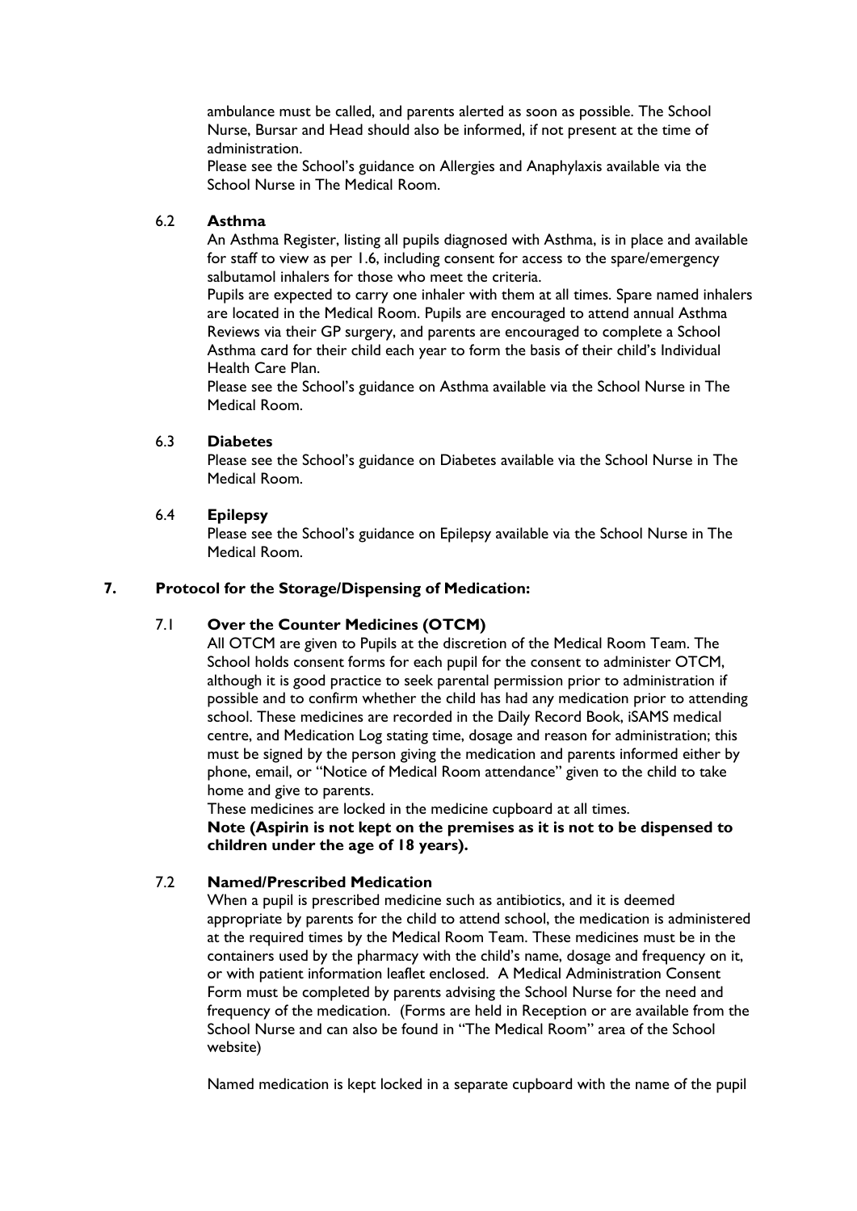ambulance must be called, and parents alerted as soon as possible. The School Nurse, Bursar and Head should also be informed, if not present at the time of administration.

Please see the School's guidance on Allergies and Anaphylaxis available via the School Nurse in The Medical Room.

### 6.2 Asthma

An Asthma Register, listing all pupils diagnosed with Asthma, is in place and available for staff to view as per 1.6, including consent for access to the spare/emergency salbutamol inhalers for those who meet the criteria.

Pupils are expected to carry one inhaler with them at all times. Spare named inhalers are located in the Medical Room. Pupils are encouraged to attend annual Asthma Reviews via their GP surgery, and parents are encouraged to complete a School Asthma card for their child each year to form the basis of their child's Individual Health Care Plan.

Please see the School's guidance on Asthma available via the School Nurse in The Medical Room.

### 6.3 Diabetes

Please see the School's guidance on Diabetes available via the School Nurse in The Medical Room.

### 6.4 Epilepsy

Please see the School's guidance on Epilepsy available via the School Nurse in The Medical Room.

## 7. Protocol for the Storage/Dispensing of Medication:

### 7.1 Over the Counter Medicines (OTCM)

All OTCM are given to Pupils at the discretion of the Medical Room Team. The School holds consent forms for each pupil for the consent to administer OTCM, although it is good practice to seek parental permission prior to administration if possible and to confirm whether the child has had any medication prior to attending school. These medicines are recorded in the Daily Record Book, iSAMS medical centre, and Medication Log stating time, dosage and reason for administration; this must be signed by the person giving the medication and parents informed either by phone, email, or "Notice of Medical Room attendance" given to the child to take home and give to parents.

These medicines are locked in the medicine cupboard at all times.

**Note (Aspirin is not kept on the premises as it is not to be dispensed to children under the age of 18 years).**

### 7.2 Named/Prescribed Medication

When a pupil is prescribed medicine such as antibiotics, and it is deemed appropriate by parents for the child to attend school, the medication is administered at the required times by the Medical Room Team. These medicines must be in the containers used by the pharmacy with the child's name, dosage and frequency on it, or with patient information leaflet enclosed. A Medical Administration Consent Form must be completed by parents advising the School Nurse for the need and frequency of the medication. (Forms are held in Reception or are available from the School Nurse and can also be found in "The Medical Room" area of the School website)

Named medication is kept locked in a separate cupboard with the name of the pupil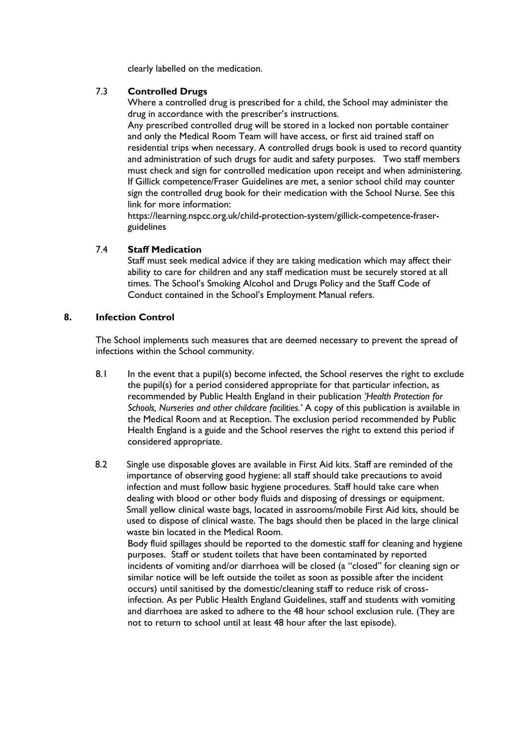clearly labelled on the medication.

### 7.3 Controlled Drugs

Where a controlled drug is prescribed for a child, the School may administer the drug in accordance with the prescriber's instructions.

Any prescribed controlled drug will be stored in a locked non portable container and only the Medical Room Team will have access, or first aid trained staff on residential trips when necessary. A controlled drugs book is used to record quantity and administration of such drugs for audit and safety purposes. Two staff members must check and sign for controlled medication upon receipt and when administering. If Gillick competence/Fraser Guidelines are met, a senior school child may counter sign the controlled drug book for their medication with the School Nurse. See this link for more information:

https://learning.nspcc.org.uk/child-protection-system/gillick-competence-fraser-guidelines

### 7.4 Staff Medication

Staff must seek medical advice if they are taking medication which may affect their ability to care for children and any staff medication must be securely stored at all times. The School's Smoking Alcohol and Drugs Policy and the Staff Code of Conduct contained in the School's Employment Manual refers.

## 8. Infection Control

The School implements such measures that are deemed necessary to prevent the spread of infections within the School community.

8.1 In the event that a pupil(s) become infected, the School reserves the right to exclude the pupil(s) for a period considered appropriate for that particular infection, as recommended by Public Health England in their publication *'Health Protection for Schools, Nurseries and other childcare facilities.'* A copy of this publication is available in the Medical Room and at Reception. The exclusion period recommended by Public Health England is a guide and the School reserves the right to extend this period if considered appropriate.

8.2 Single use disposable gloves are available in First Aid kits. Staff are reminded of the importance of observing good hygiene: all staff should take precautions to avoid infection and must follow basic hygiene procedures. Staff hould take care when dealing with blood or other body fluids and disposing of dressings or equipment. Small yellow clinical waste bags, located in assrooms/mobile First Aid kits, should be used to dispose of clinical waste. The bags should then be placed in the large clinical waste bin located in the Medical Room.

Body fluid spillages should be reported to the domestic staff for cleaning and hygiene purposes. Staff or student toilets that have been contaminated by reported incidents of vomiting and/or diarrhoea will be closed (a "closed" for cleaning sign or similar notice will be left outside the toilet as soon as possible after the incident occurs) until sanitised by the domestic/cleaning staff to reduce risk of cross-infection. As per Public Health England Guidelines, staff and students with vomiting and diarrhoea are asked to adhere to the 48 hour school exclusion rule. (They are not to return to school until at least 48 hour after the last episode).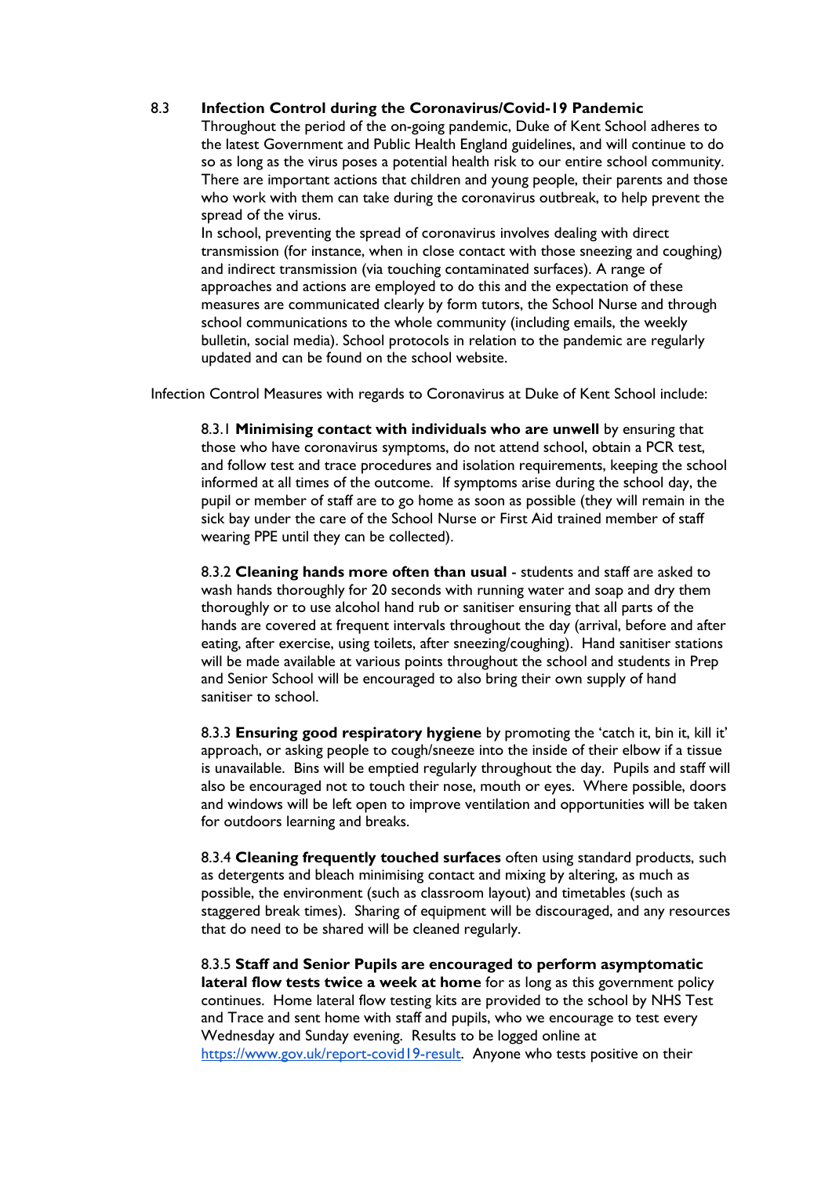### 8.3 Infection Control during the Coronavirus/Covid-19 Pandemic

Throughout the period of the on-going pandemic, Duke of Kent School adheres to the latest Government and Public Health England guidelines, and will continue to do so as long as the virus poses a potential health risk to our entire school community. There are important actions that children and young people, their parents and those who work with them can take during the coronavirus outbreak, to help prevent the spread of the virus.

In school, preventing the spread of coronavirus involves dealing with direct transmission (for instance, when in close contact with those sneezing and coughing) and indirect transmission (via touching contaminated surfaces). A range of approaches and actions are employed to do this and the expectation of these measures are communicated clearly by form tutors, the School Nurse and through school communications to the whole community (including emails, the weekly bulletin, social media). School protocols in relation to the pandemic are regularly updated and can be found on the school website.

Infection Control Measures with regards to Coronavirus at Duke of Kent School include:

8.3.1 **Minimising contact with individuals who are unwell** by ensuring that those who have coronavirus symptoms, do not attend school, obtain a PCR test, and follow test and trace procedures and isolation requirements, keeping the school informed at all times of the outcome. If symptoms arise during the school day, the pupil or member of staff are to go home as soon as possible (they will remain in the sick bay under the care of the School Nurse or First Aid trained member of staff wearing PPE until they can be collected).

8.3.2 **Cleaning hands more often than usual** - students and staff are asked to wash hands thoroughly for 20 seconds with running water and soap and dry them thoroughly or to use alcohol hand rub or sanitiser ensuring that all parts of the hands are covered at frequent intervals throughout the day (arrival, before and after eating, after exercise, using toilets, after sneezing/coughing). Hand sanitiser stations will be made available at various points throughout the school and students in Prep and Senior School will be encouraged to also bring their own supply of hand sanitiser to school.

8.3.3 **Ensuring good respiratory hygiene** by promoting the 'catch it, bin it, kill it' approach, or asking people to cough/sneeze into the inside of their elbow if a tissue is unavailable. Bins will be emptied regularly throughout the day. Pupils and staff will also be encouraged not to touch their nose, mouth or eyes. Where possible, doors and windows will be left open to improve ventilation and opportunities will be taken for outdoors learning and breaks.

8.3.4 **Cleaning frequently touched surfaces** often using standard products, such as detergents and bleach minimising contact and mixing by altering, as much as possible, the environment (such as classroom layout) and timetables (such as staggered break times). Sharing of equipment will be discouraged, and any resources that do need to be shared will be cleaned regularly.

8.3.5 **Staff and Senior Pupils are encouraged to perform asymptomatic lateral flow tests twice a week at home** for as long as this government policy continues. Home lateral flow testing kits are provided to the school by NHS Test and Trace and sent home with staff and pupils, who we encourage to test every Wednesday and Sunday evening. Results to be logged online at https://www.gov.uk/report-covid19-result. Anyone who tests positive on their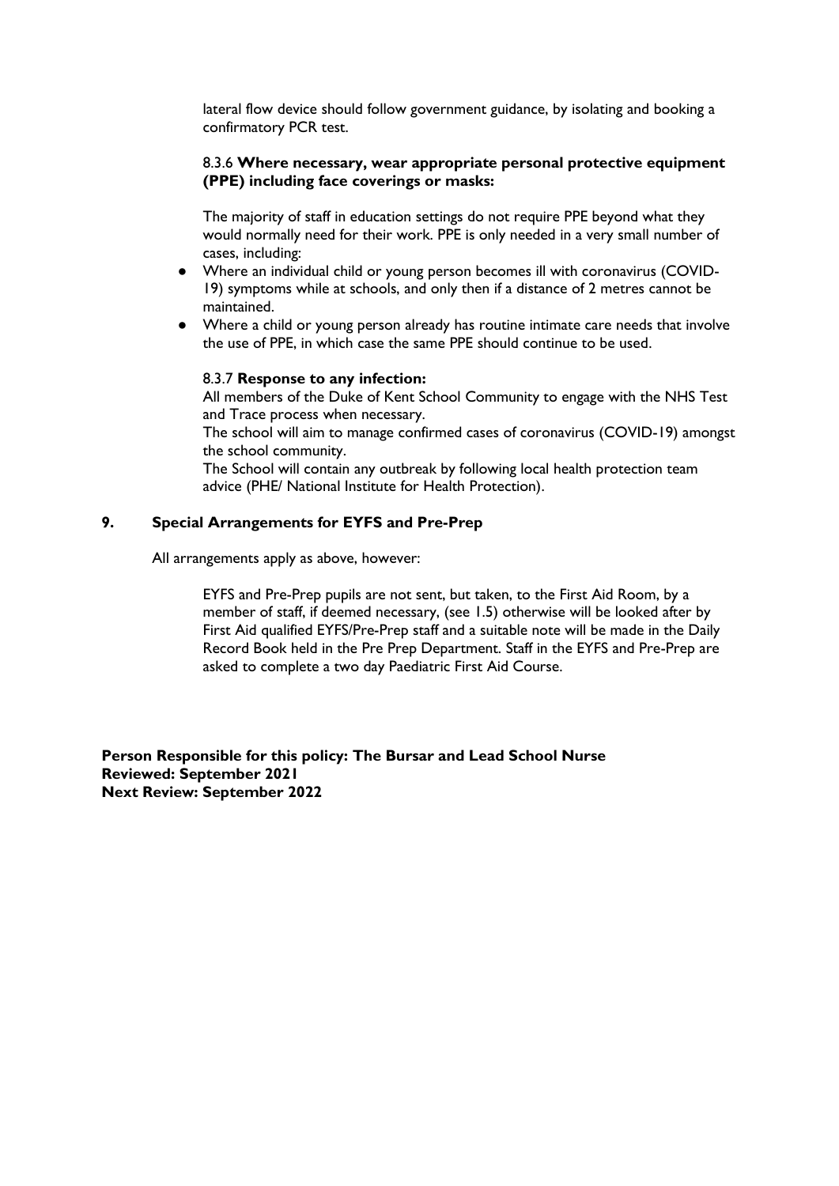lateral flow device should follow government guidance, by isolating and booking a confirmatory PCR test.

8.3.6 **Where necessary, wear appropriate personal protective equipment (PPE) including face coverings or masks:**

The majority of staff in education settings do not require PPE beyond what they would normally need for their work. PPE is only needed in a very small number of cases, including:

- Where an individual child or young person becomes ill with coronavirus (COVID-19) symptoms while at schools, and only then if a distance of 2 metres cannot be maintained.
- Where a child or young person already has routine intimate care needs that involve the use of PPE, in which case the same PPE should continue to be used.

8.3.7 **Response to any infection:**

All members of the Duke of Kent School Community to engage with the NHS Test and Trace process when necessary.

The school will aim to manage confirmed cases of coronavirus (COVID-19) amongst the school community.

The School will contain any outbreak by following local health protection team advice (PHE/ National Institute for Health Protection).

## 9. Special Arrangements for EYFS and Pre-Prep

All arrangements apply as above, however:

EYFS and Pre-Prep pupils are not sent, but taken, to the First Aid Room, by a member of staff, if deemed necessary, (see 1.5) otherwise will be looked after by First Aid qualified EYFS/Pre-Prep staff and a suitable note will be made in the Daily Record Book held in the Pre Prep Department. Staff in the EYFS and Pre-Prep are asked to complete a two day Paediatric First Aid Course.

**Person Responsible for this policy: The Bursar and Lead School Nurse**
**Reviewed: September 2021**
**Next Review: September 2022**